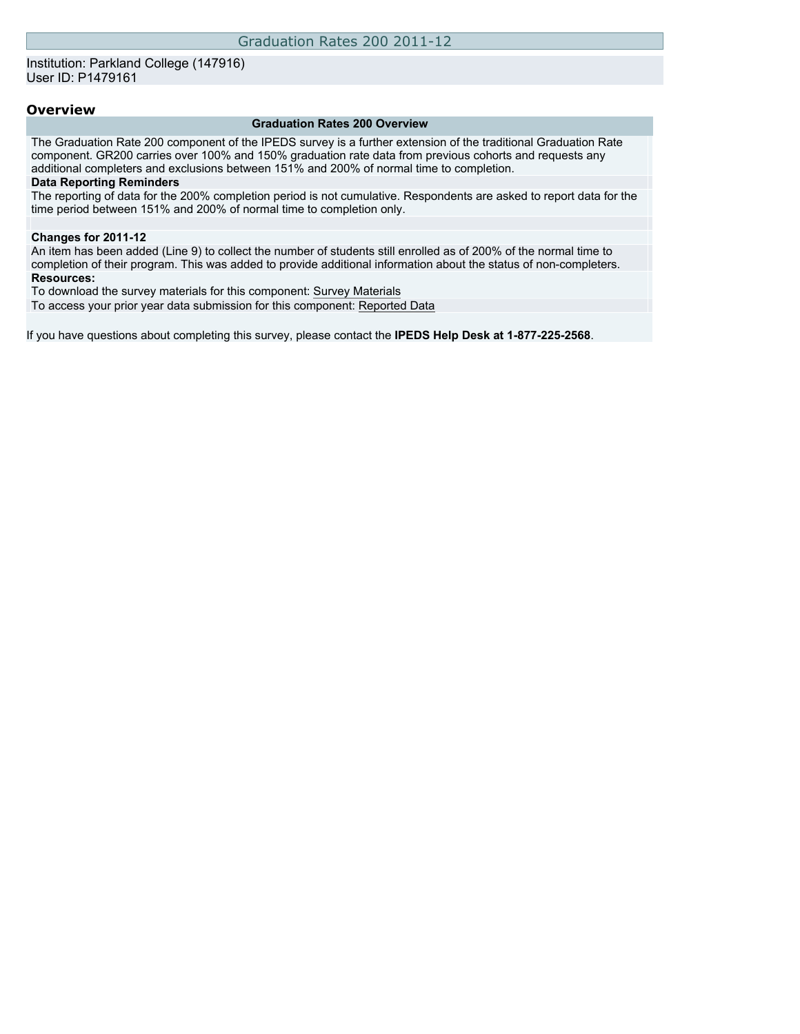# Graduation Rates 200 2011-12

Institution: Parkland College (147916)
User ID: P1479161

## Overview

### Graduation Rates 200 Overview

The Graduation Rate 200 component of the IPEDS survey is a further extension of the traditional Graduation Rate component. GR200 carries over 100% and 150% graduation rate data from previous cohorts and requests any additional completers and exclusions between 151% and 200% of normal time to completion.

**Data Reporting Reminders**

The reporting of data for the 200% completion period is not cumulative. Respondents are asked to report data for the time period between 151% and 200% of normal time to completion only.

**Changes for 2011-12**

An item has been added (Line 9) to collect the number of students still enrolled as of 200% of the normal time to completion of their program. This was added to provide additional information about the status of non-completers.

**Resources:**

To download the survey materials for this component: Survey Materials

To access your prior year data submission for this component: Reported Data

If you have questions about completing this survey, please contact the **IPEDS Help Desk at 1-877-225-2568**.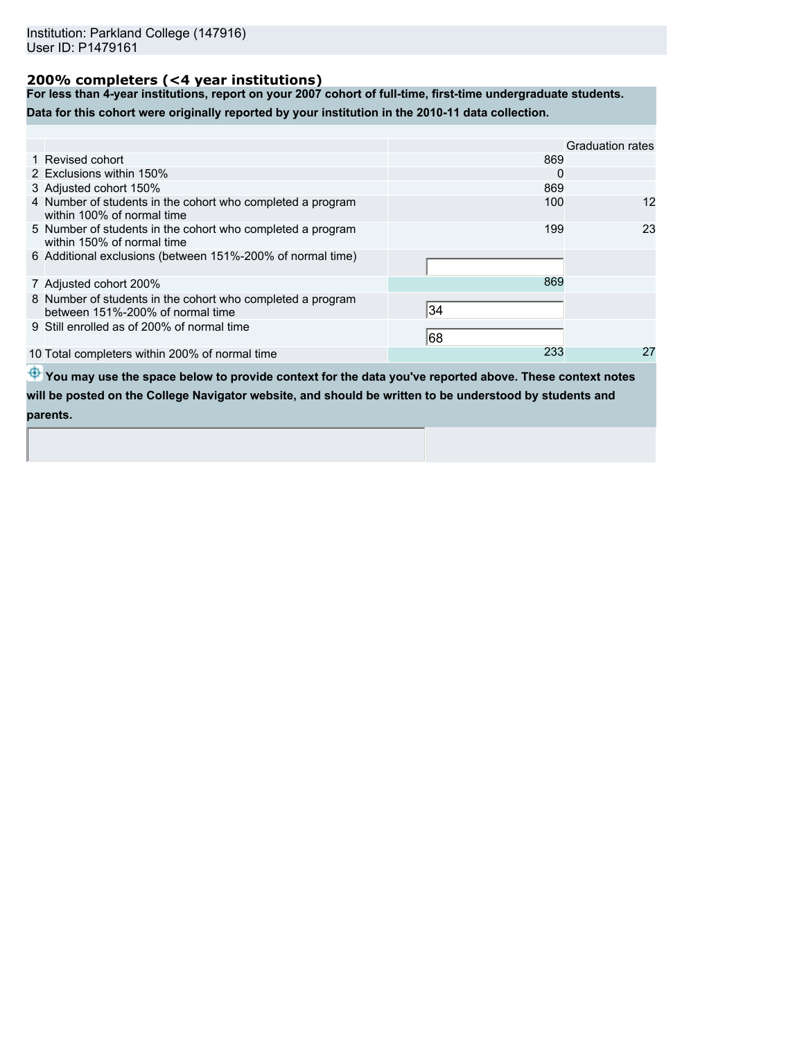Institution: Parkland College (147916)
User ID: P1479161

## 200% completers (<4 year institutions)

**For less than 4-year institutions, report on your 2007 cohort of full-time, first-time undergraduate students.**

**Data for this cohort were originally reported by your institution in the 2010-11 data collection.**

| | | | Graduation rates |
|---|---|---|---|
| 1 | Revised cohort | 869 | |
| 2 | Exclusions within 150% | 0 | |
| 3 | Adjusted cohort 150% | 869 | |
| 4 | Number of students in the cohort who completed a program within 100% of normal time | 100 | 12 |
| 5 | Number of students in the cohort who completed a program within 150% of normal time | 199 | 23 |
| 6 | Additional exclusions (between 151%-200% of normal time) | | |
| 7 | Adjusted cohort 200% | 869 | |
| 8 | Number of students in the cohort who completed a program between 151%-200% of normal time | 34 | |
| 9 | Still enrolled as of 200% of normal time | 68 | |
| 10 | Total completers within 200% of normal time | 233 | 27 |

**You may use the space below to provide context for the data you've reported above. These context notes will be posted on the College Navigator website, and should be written to be understood by students and parents.**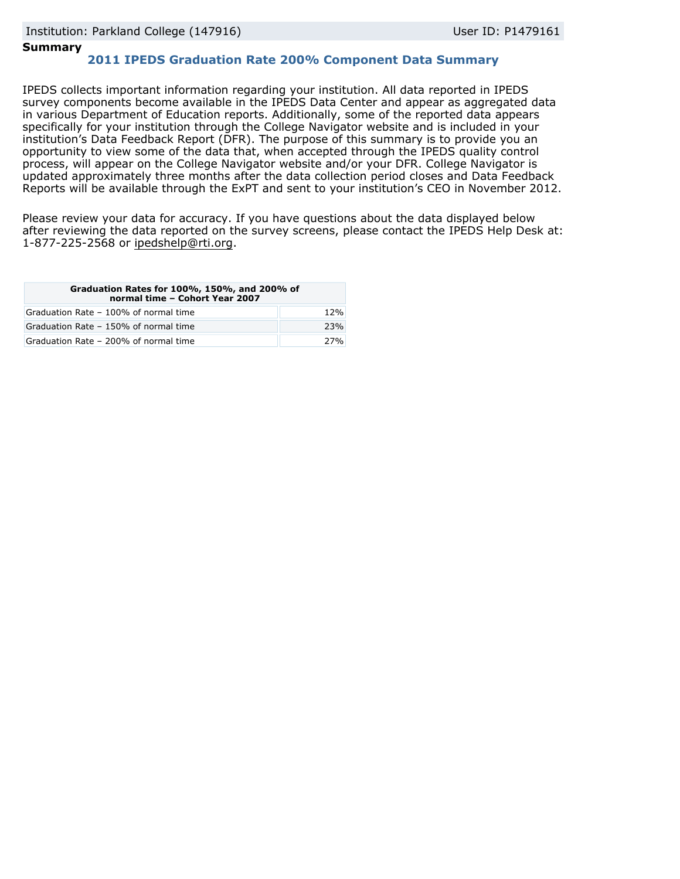Institution: Parkland College (147916) User ID: P1479161

**Summary**

## 2011 IPEDS Graduation Rate 200% Component Data Summary

IPEDS collects important information regarding your institution. All data reported in IPEDS survey components become available in the IPEDS Data Center and appear as aggregated data in various Department of Education reports. Additionally, some of the reported data appears specifically for your institution through the College Navigator website and is included in your institution's Data Feedback Report (DFR). The purpose of this summary is to provide you an opportunity to view some of the data that, when accepted through the IPEDS quality control process, will appear on the College Navigator website and/or your DFR. College Navigator is updated approximately three months after the data collection period closes and Data Feedback Reports will be available through the ExPT and sent to your institution's CEO in November 2012.

Please review your data for accuracy. If you have questions about the data displayed below after reviewing the data reported on the survey screens, please contact the IPEDS Help Desk at: 1-877-225-2568 or ipedshelp@rti.org.

| Graduation Rates for 100%, 150%, and 200% of normal time – Cohort Year 2007 | |
|---|---|
| Graduation Rate – 100% of normal time | 12% |
| Graduation Rate – 150% of normal time | 23% |
| Graduation Rate – 200% of normal time | 27% |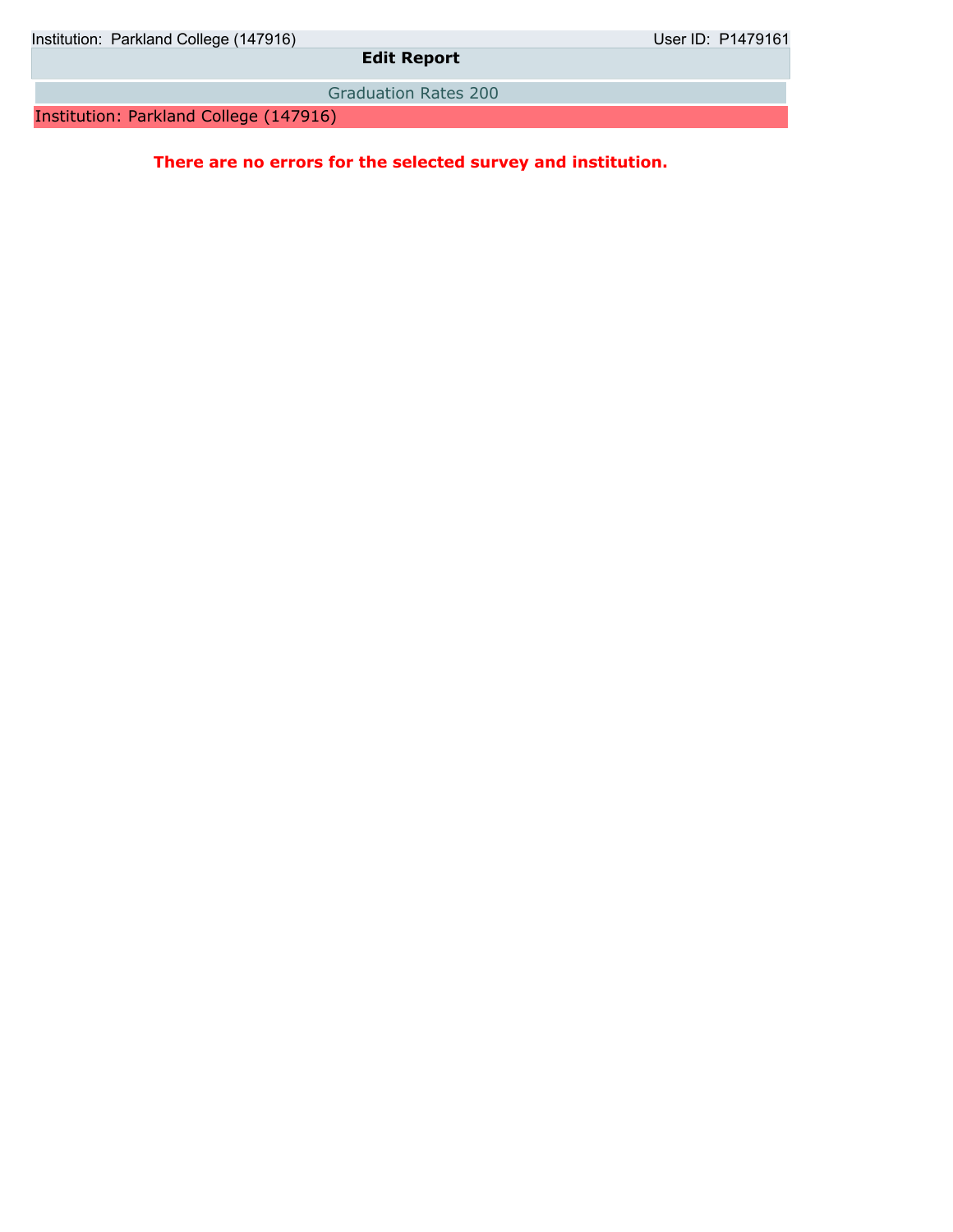# Edit Report

Graduation Rates 200

Institution: Parkland College (147916)

**There are no errors for the selected survey and institution.**